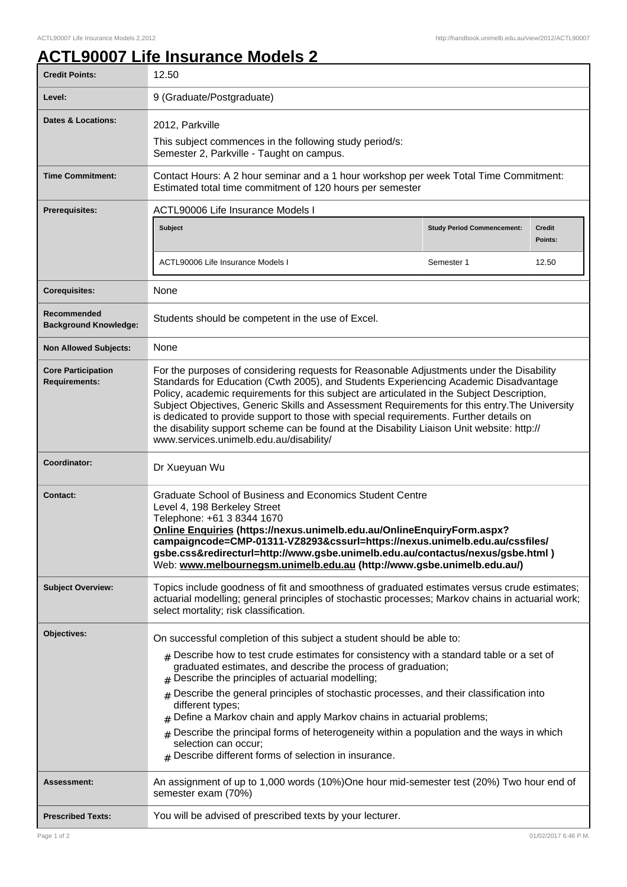# ACTL90007 Life Insurance Models 2

| | |
|---|---|
| **Credit Points:** | 12.50 |
| **Level:** | 9 (Graduate/Postgraduate) |
| **Dates & Locations:** | 2012, Parkville<br>This subject commences in the following study period/s:<br>Semester 2, Parkville - Taught on campus. |
| **Time Commitment:** | Contact Hours: A 2 hour seminar and a 1 hour workshop per week Total Time Commitment: Estimated total time commitment of 120 hours per semester |
| **Prerequisites:** | ACTL90006 Life Insurance Models I<br><br>**Subject** / **Study Period Commencement:** / **Credit Points:**<br>ACTL90006 Life Insurance Models I / Semester 1 / 12.50 |
| **Corequisites:** | None |
| **Recommended Background Knowledge:** | Students should be competent in the use of Excel. |
| **Non Allowed Subjects:** | None |
| **Core Participation Requirements:** | For the purposes of considering requests for Reasonable Adjustments under the Disability Standards for Education (Cwth 2005), and Students Experiencing Academic Disadvantage Policy, academic requirements for this subject are articulated in the Subject Description, Subject Objectives, Generic Skills and Assessment Requirements for this entry.The University is dedicated to provide support to those with special requirements. Further details on the disability support scheme can be found at the Disability Liaison Unit website: http://www.services.unimelb.edu.au/disability/ |
| **Coordinator:** | Dr Xueyuan Wu |
| **Contact:** | Graduate School of Business and Economics Student Centre<br>Level 4, 198 Berkeley Street<br>Telephone: +61 3 8344 1670<br>**Online Enquiries (https://nexus.unimelb.edu.au/OnlineEnquiryForm.aspx?campaigncode=CMP-01311-VZ8293&cssurl=https://nexus.unimelb.edu.au/cssfiles/gsbe.css&redirecturl=http://www.gsbe.unimelb.edu.au/contactus/nexus/gsbe.html )**<br>Web: **www.melbournegsm.unimelb.edu.au (http://www.gsbe.unimelb.edu.au/)** |
| **Subject Overview:** | Topics include goodness of fit and smoothness of graduated estimates versus crude estimates; actuarial modelling; general principles of stochastic processes; Markov chains in actuarial work; select mortality; risk classification. |
| **Objectives:** | On successful completion of this subject a student should be able to:<br># Describe how to test crude estimates for consistency with a standard table or a set of graduated estimates, and describe the process of graduation;<br># Describe the principles of actuarial modelling;<br># Describe the general principles of stochastic processes, and their classification into different types;<br># Define a Markov chain and apply Markov chains in actuarial problems;<br># Describe the principal forms of heterogeneity within a population and the ways in which selection can occur;<br># Describe different forms of selection in insurance. |
| **Assessment:** | An assignment of up to 1,000 words (10%)One hour mid-semester test (20%) Two hour end of semester exam (70%) |
| **Prescribed Texts:** | You will be advised of prescribed texts by your lecturer. |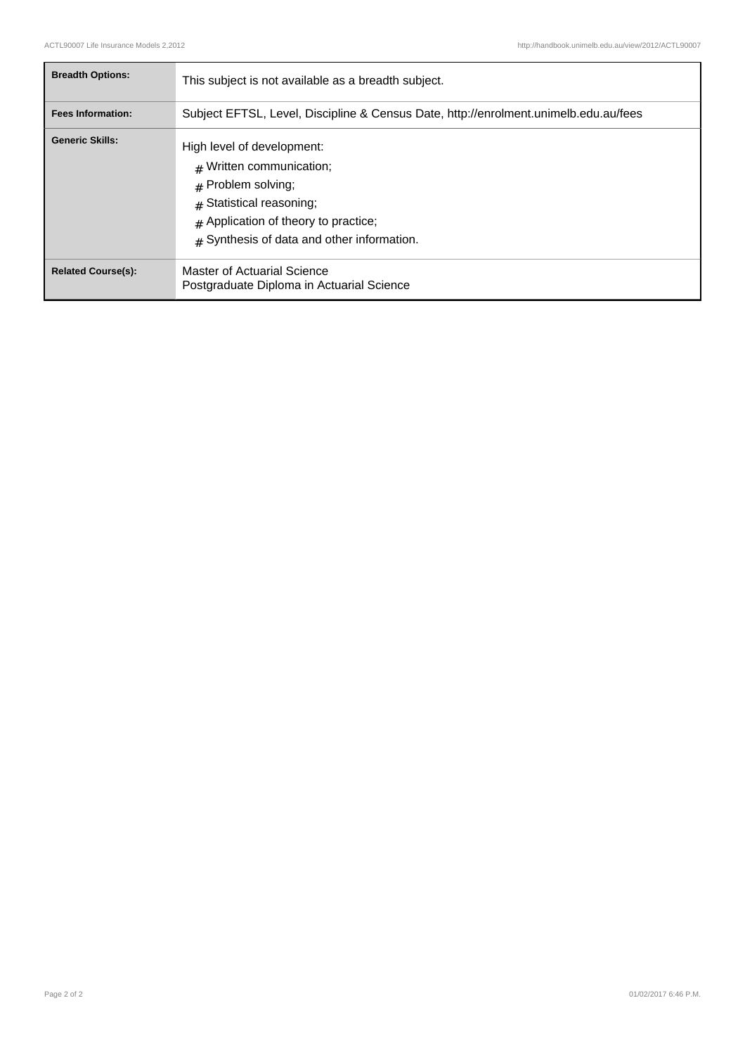| | |
|---|---|
| **Breadth Options:** | This subject is not available as a breadth subject. |
| **Fees Information:** | Subject EFTSL, Level, Discipline & Census Date, http://enrolment.unimelb.edu.au/fees |
| **Generic Skills:** | High level of development:<br># Written communication;<br># Problem solving;<br># Statistical reasoning;<br># Application of theory to practice;<br># Synthesis of data and other information. |
| **Related Course(s):** | Master of Actuarial Science<br>Postgraduate Diploma in Actuarial Science |